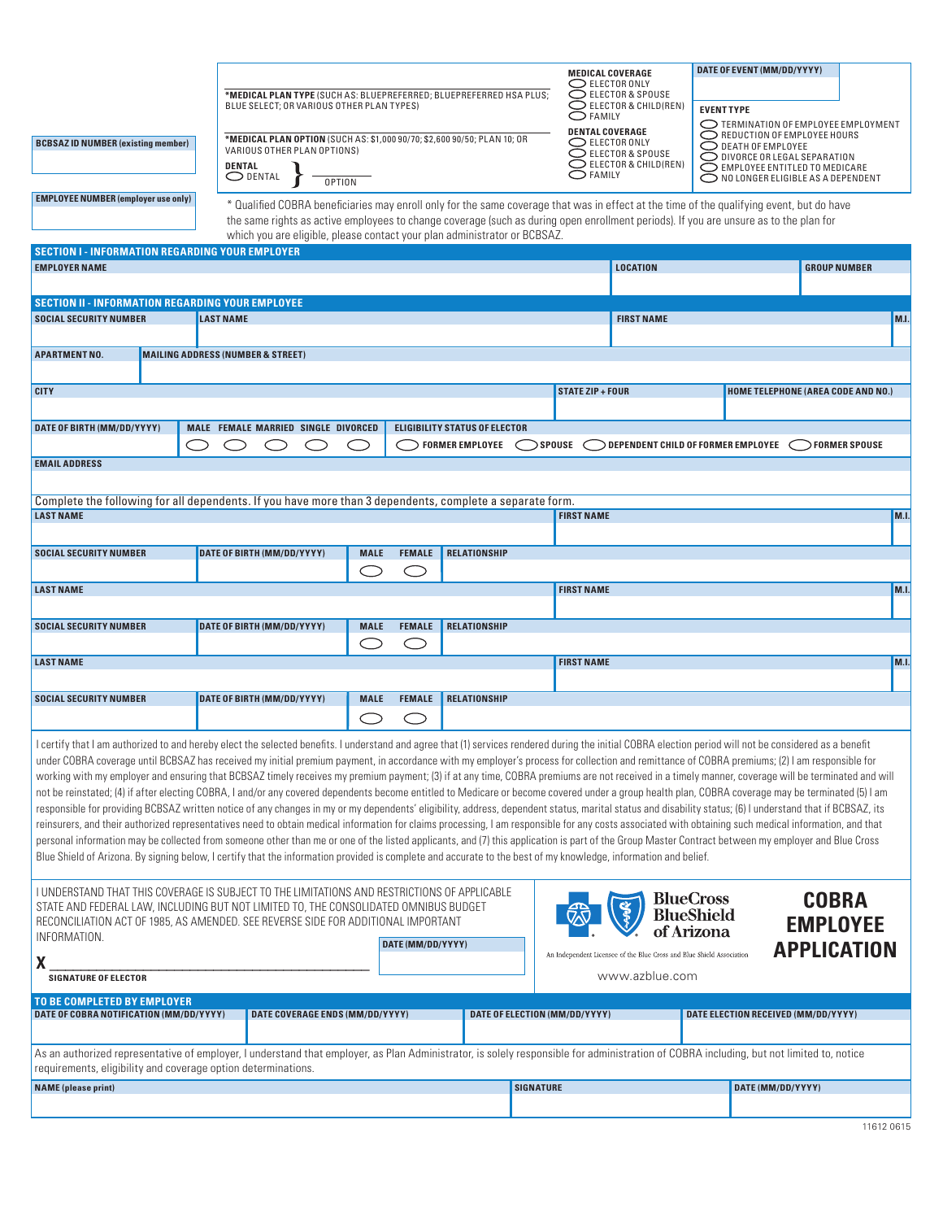| BCBSAZ ID NUMBER (existing member) |
|---|
| |

| EMPLOYEE NUMBER (employer use only) |
|---|
| |

*MEDICAL PLAN TYPE (SUCH AS: BLUEPREFERRED; BLUEPREFERRED HSA PLUS; BLUE SELECT; OR VARIOUS OTHER PLAN TYPES)

*MEDICAL PLAN OPTION (SUCH AS: $1,000 90/70; $2,600 90/50; PLAN 10; OR VARIOUS OTHER PLAN OPTIONS)

**DENTAL**
◯ DENTAL } OPTION

**MEDICAL COVERAGE**
- ◯ ELECTOR ONLY
- ◯ ELECTOR & SPOUSE
- ◯ ELECTOR & CHILD(REN)
- ◯ FAMILY

**DENTAL COVERAGE**
- ◯ ELECTOR ONLY
- ◯ ELECTOR & SPOUSE
- ◯ ELECTOR & CHILD(REN)
- ◯ FAMILY

**DATE OF EVENT (MM/DD/YYYY)**

**EVENT TYPE**
- ◯ TERMINATION OF EMPLOYEE EMPLOYMENT
- ◯ REDUCTION OF EMPLOYEE HOURS
- ◯ DEATH OF EMPLOYEE
- ◯ DIVORCE OR LEGAL SEPARATION
- ◯ EMPLOYEE ENTITLED TO MEDICARE
- ◯ NO LONGER ELIGIBLE AS A DEPENDENT

* Qualified COBRA beneficiaries may enroll only for the same coverage that was in effect at the time of the qualifying event, but do have the same rights as active employees to change coverage (such as during open enrollment periods). If you are unsure as to the plan for which you are eligible, please contact your plan administrator or BCBSAZ.

## SECTION I - INFORMATION REGARDING YOUR EMPLOYER

| EMPLOYER NAME | LOCATION | GROUP NUMBER |
|---|---|---|
| | | |

## SECTION II - INFORMATION REGARDING YOUR EMPLOYEE

| SOCIAL SECURITY NUMBER | LAST NAME | FIRST NAME | M.I. |
|---|---|---|---|
| | | | |

| APARTMENT NO. | MAILING ADDRESS (NUMBER & STREET) |
|---|---|
| | |

| CITY | STATE ZIP + FOUR | HOME TELEPHONE (AREA CODE AND NO.) |
|---|---|---|
| | | |

| DATE OF BIRTH (MM/DD/YYYY) | MALE | FEMALE | MARRIED | SINGLE | DIVORCED | ELIGIBILITY STATUS OF ELECTOR |
|---|---|---|---|---|---|---|
| | ◯ | ◯ | ◯ | ◯ | ◯ | ◯ FORMER EMPLOYEE ◯ SPOUSE ◯ DEPENDENT CHILD OF FORMER EMPLOYEE ◯ FORMER SPOUSE |

| EMAIL ADDRESS |
|---|
| |

Complete the following for all dependents. If you have more than 3 dependents, complete a separate form.

| LAST NAME | | | | FIRST NAME | M.I. |
|---|---|---|---|---|---|
| | | | | | |
| **SOCIAL SECURITY NUMBER** | **DATE OF BIRTH (MM/DD/YYYY)** | **MALE** | **FEMALE** | **RELATIONSHIP** | |
| | | ◯ | ◯ | | |

| LAST NAME | | | | FIRST NAME | M.I. |
|---|---|---|---|---|---|
| | | | | | |
| **SOCIAL SECURITY NUMBER** | **DATE OF BIRTH (MM/DD/YYYY)** | **MALE** | **FEMALE** | **RELATIONSHIP** | |
| | | ◯ | ◯ | | |

| LAST NAME | | | | FIRST NAME | M.I. |
|---|---|---|---|---|---|
| | | | | | |
| **SOCIAL SECURITY NUMBER** | **DATE OF BIRTH (MM/DD/YYYY)** | **MALE** | **FEMALE** | **RELATIONSHIP** | |
| | | ◯ | ◯ | | |

I certify that I am authorized to and hereby elect the selected benefits. I understand and agree that (1) services rendered during the initial COBRA election period will not be considered as a benefit under COBRA coverage until BCBSAZ has received my initial premium payment, in accordance with my employer's process for collection and remittance of COBRA premiums; (2) I am responsible for working with my employer and ensuring that BCBSAZ timely receives my premium payment; (3) if at any time, COBRA premiums are not received in a timely manner, coverage will be terminated and will not be reinstated; (4) if after electing COBRA, I and/or any covered dependents become entitled to Medicare or become covered under a group health plan, COBRA coverage may be terminated (5) I am responsible for providing BCBSAZ written notice of any changes in my or my dependents' eligibility, address, dependent status, marital status and disability status; (6) I understand that if BCBSAZ, its reinsurers, and their authorized representatives need to obtain medical information for claims processing, I am responsible for any costs associated with obtaining such medical information, and that personal information may be collected from someone other than me or one of the listed applicants, and (7) this application is part of the Group Master Contract between my employer and Blue Cross Blue Shield of Arizona. By signing below, I certify that the information provided is complete and accurate to the best of my knowledge, information and belief.

I UNDERSTAND THAT THIS COVERAGE IS SUBJECT TO THE LIMITATIONS AND RESTRICTIONS OF APPLICABLE STATE AND FEDERAL LAW, INCLUDING BUT NOT LIMITED TO, THE CONSOLIDATED OMNIBUS BUDGET RECONCILIATION ACT OF 1985, AS AMENDED. SEE REVERSE SIDE FOR ADDITIONAL IMPORTANT INFORMATION.

X ______________________________________
**SIGNATURE OF ELECTOR**

**DATE (MM/DD/YYYY)**

BlueCross BlueShield of Arizona

An Independent Licensee of the Blue Cross and Blue Shield Association

www.azblue.com

# COBRA EMPLOYEE APPLICATION

## TO BE COMPLETED BY EMPLOYER

| DATE OF COBRA NOTIFICATION (MM/DD/YYYY) | DATE COVERAGE ENDS (MM/DD/YYYY) | DATE OF ELECTION (MM/DD/YYYY) | DATE ELECTION RECEIVED (MM/DD/YYYY) |
|---|---|---|---|
| | | | |

As an authorized representative of employer, I understand that employer, as Plan Administrator, is solely responsible for administration of COBRA including, but not limited to, notice requirements, eligibility and coverage option determinations.

| NAME (please print) | SIGNATURE | DATE (MM/DD/YYYY) |
|---|---|---|
| | | |

11612 0615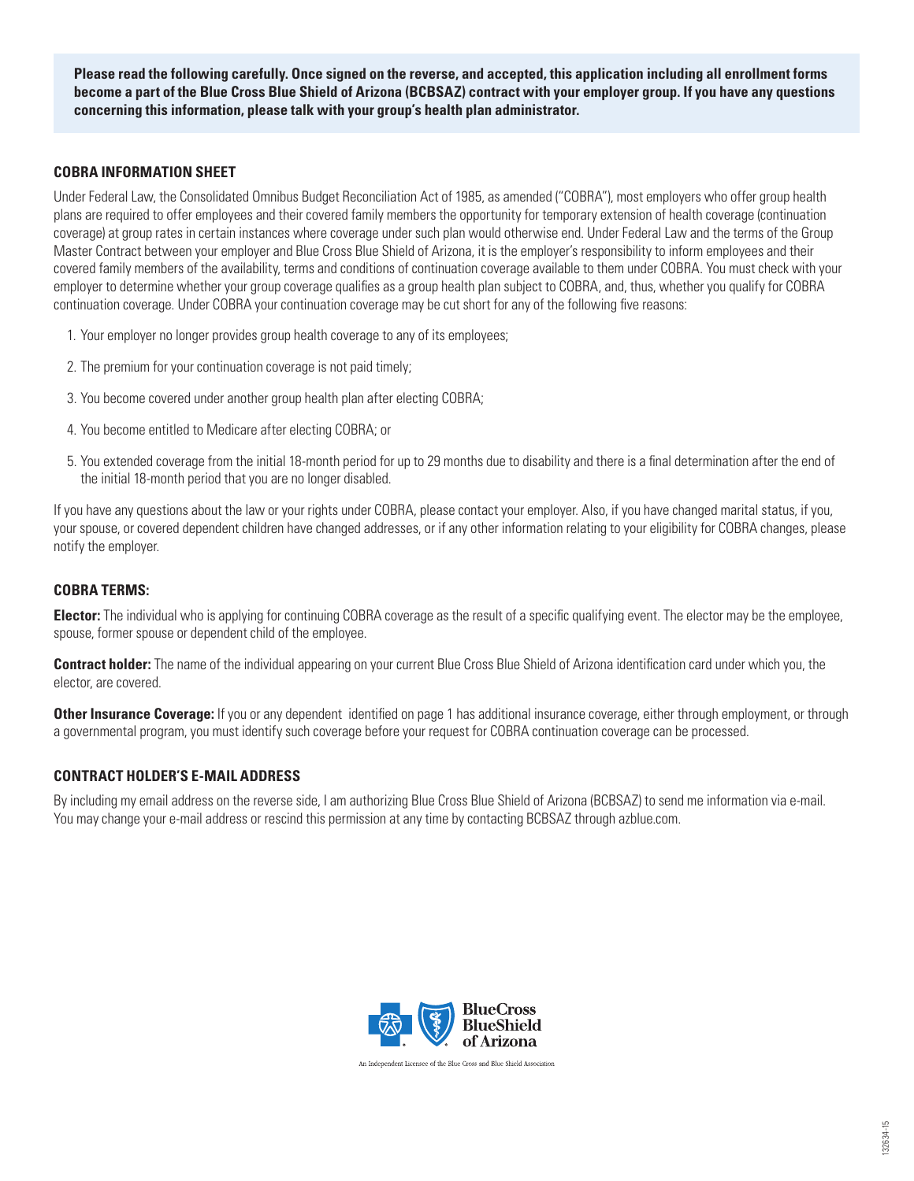**Please read the following carefully. Once signed on the reverse, and accepted, this application including all enrollment forms become a part of the Blue Cross Blue Shield of Arizona (BCBSAZ) contract with your employer group. If you have any questions concerning this information, please talk with your group's health plan administrator.**

## COBRA INFORMATION SHEET

Under Federal Law, the Consolidated Omnibus Budget Reconciliation Act of 1985, as amended ("COBRA"), most employers who offer group health plans are required to offer employees and their covered family members the opportunity for temporary extension of health coverage (continuation coverage) at group rates in certain instances where coverage under such plan would otherwise end. Under Federal Law and the terms of the Group Master Contract between your employer and Blue Cross Blue Shield of Arizona, it is the employer's responsibility to inform employees and their covered family members of the availability, terms and conditions of continuation coverage available to them under COBRA. You must check with your employer to determine whether your group coverage qualifies as a group health plan subject to COBRA, and, thus, whether you qualify for COBRA continuation coverage. Under COBRA your continuation coverage may be cut short for any of the following five reasons:

1. Your employer no longer provides group health coverage to any of its employees;
2. The premium for your continuation coverage is not paid timely;
3. You become covered under another group health plan after electing COBRA;
4. You become entitled to Medicare after electing COBRA; or
5. You extended coverage from the initial 18-month period for up to 29 months due to disability and there is a final determination after the end of the initial 18-month period that you are no longer disabled.

If you have any questions about the law or your rights under COBRA, please contact your employer. Also, if you have changed marital status, if you, your spouse, or covered dependent children have changed addresses, or if any other information relating to your eligibility for COBRA changes, please notify the employer.

## COBRA TERMS:

**Elector:** The individual who is applying for continuing COBRA coverage as the result of a specific qualifying event. The elector may be the employee, spouse, former spouse or dependent child of the employee.

**Contract holder:** The name of the individual appearing on your current Blue Cross Blue Shield of Arizona identification card under which you, the elector, are covered.

**Other Insurance Coverage:** If you or any dependent identified on page 1 has additional insurance coverage, either through employment, or through a governmental program, you must identify such coverage before your request for COBRA continuation coverage can be processed.

## CONTRACT HOLDER'S E-MAIL ADDRESS

By including my email address on the reverse side, I am authorizing Blue Cross Blue Shield of Arizona (BCBSAZ) to send me information via e-mail. You may change your e-mail address or rescind this permission at any time by contacting BCBSAZ through azblue.com.

BlueCross BlueShield of Arizona

An Independent Licensee of the Blue Cross and Blue Shield Association

132634-15